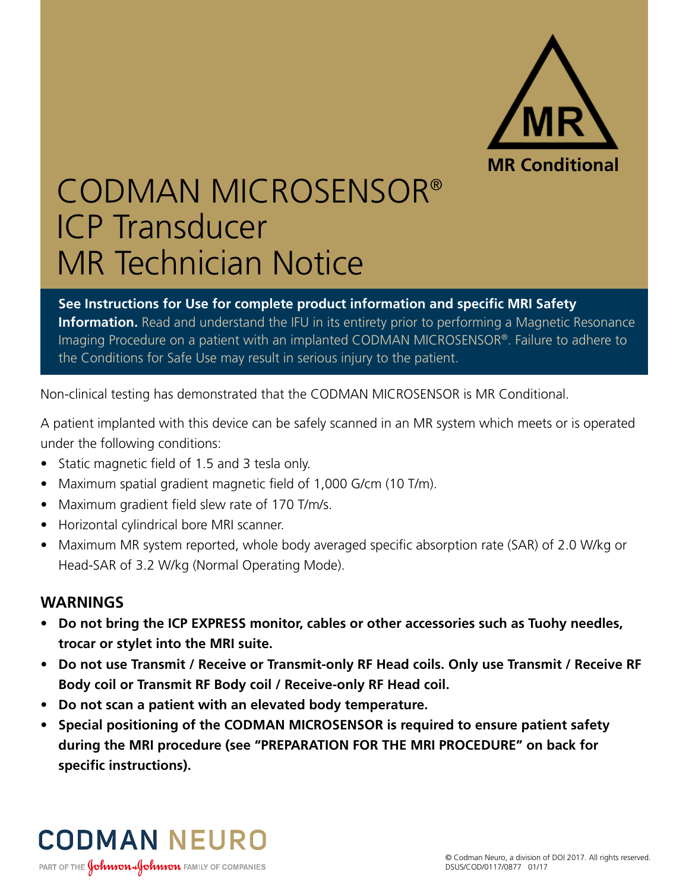MR Conditional

# CODMAN MICROSENSOR® ICP Transducer MR Technician Notice

**See Instructions for Use for complete product information and specific MRI Safety Information.** Read and understand the IFU in its entirety prior to performing a Magnetic Resonance Imaging Procedure on a patient with an implanted CODMAN MICROSENSOR®. Failure to adhere to the Conditions for Safe Use may result in serious injury to the patient.

Non-clinical testing has demonstrated that the CODMAN MICROSENSOR is MR Conditional.

A patient implanted with this device can be safely scanned in an MR system which meets or is operated under the following conditions:

- Static magnetic field of 1.5 and 3 tesla only.
- Maximum spatial gradient magnetic field of 1,000 G/cm (10 T/m).
- Maximum gradient field slew rate of 170 T/m/s.
- Horizontal cylindrical bore MRI scanner.
- Maximum MR system reported, whole body averaged specific absorption rate (SAR) of 2.0 W/kg or Head-SAR of 3.2 W/kg (Normal Operating Mode).

## WARNINGS

- **Do not bring the ICP EXPRESS monitor, cables or other accessories such as Tuohy needles, trocar or stylet into the MRI suite.**
- **Do not use Transmit / Receive or Transmit-only RF Head coils. Only use Transmit / Receive RF Body coil or Transmit RF Body coil / Receive-only RF Head coil.**
- **Do not scan a patient with an elevated body temperature.**
- **Special positioning of the CODMAN MICROSENSOR is required to ensure patient safety during the MRI procedure (see "PREPARATION FOR THE MRI PROCEDURE" on back for specific instructions).**

CODMAN NEURO

PART OF THE Johnson & Johnson FAMILY OF COMPANIES

© Codman Neuro, a division of DOI 2017. All rights reserved.
DSUS/COD/0117/0877 01/17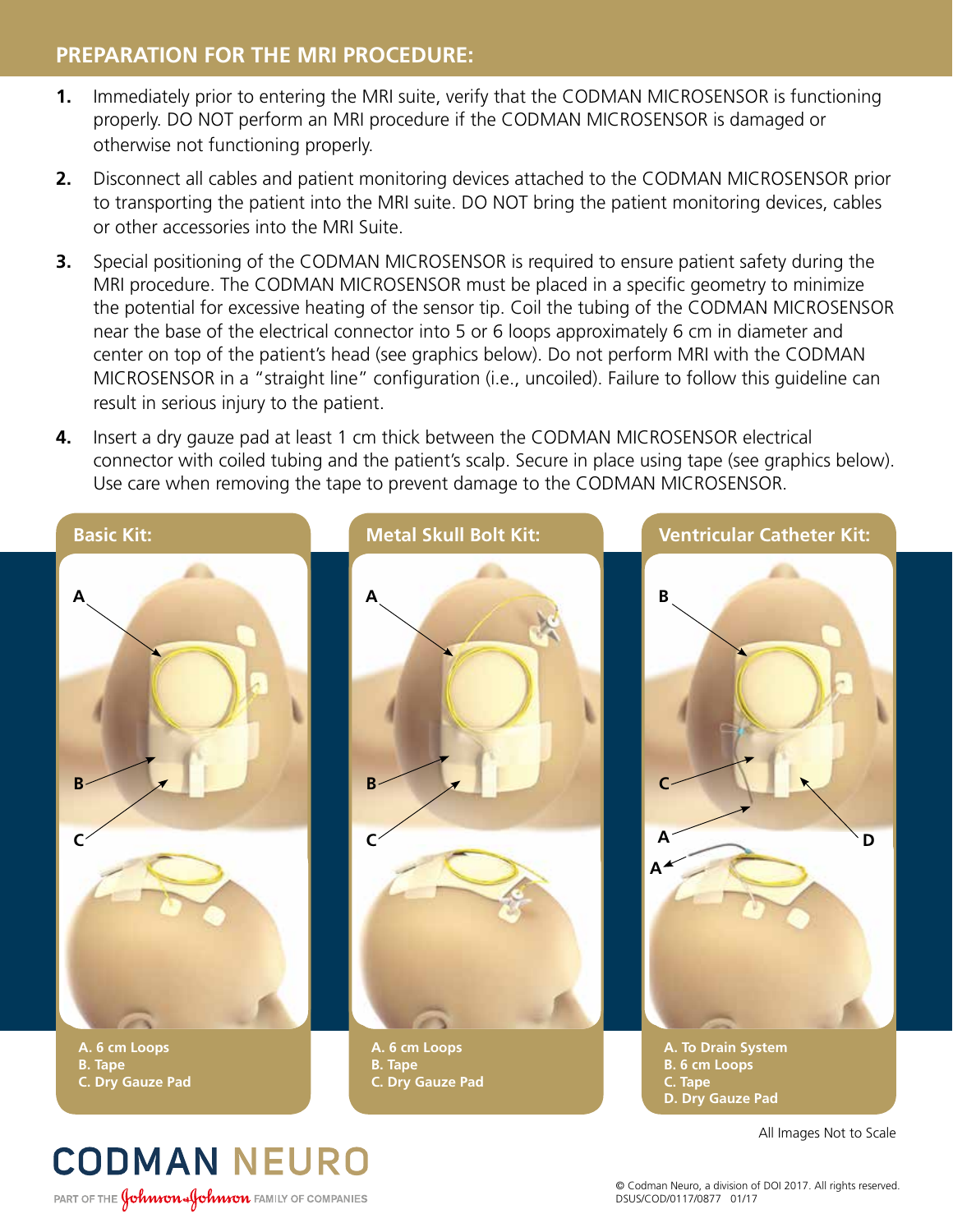## PREPARATION FOR THE MRI PROCEDURE:

1. Immediately prior to entering the MRI suite, verify that the CODMAN MICROSENSOR is functioning properly. DO NOT perform an MRI procedure if the CODMAN MICROSENSOR is damaged or otherwise not functioning properly.
2. Disconnect all cables and patient monitoring devices attached to the CODMAN MICROSENSOR prior to transporting the patient into the MRI suite. DO NOT bring the patient monitoring devices, cables or other accessories into the MRI Suite.
3. Special positioning of the CODMAN MICROSENSOR is required to ensure patient safety during the MRI procedure. The CODMAN MICROSENSOR must be placed in a specific geometry to minimize the potential for excessive heating of the sensor tip. Coil the tubing of the CODMAN MICROSENSOR near the base of the electrical connector into 5 or 6 loops approximately 6 cm in diameter and center on top of the patient's head (see graphics below). Do not perform MRI with the CODMAN MICROSENSOR in a "straight line" configuration (i.e., uncoiled). Failure to follow this guideline can result in serious injury to the patient.
4. Insert a dry gauze pad at least 1 cm thick between the CODMAN MICROSENSOR electrical connector with coiled tubing and the patient's scalp. Secure in place using tape (see graphics below). Use care when removing the tape to prevent damage to the CODMAN MICROSENSOR.

### Basic Kit:

A
B
C

**A. 6 cm Loops**
**B. Tape**
**C. Dry Gauze Pad**

### Metal Skull Bolt Kit:

A
B
C

**A. 6 cm Loops**
**B. Tape**
**C. Dry Gauze Pad**

### Ventricular Catheter Kit:

B
C
A
D
A

**A. To Drain System**
**B. 6 cm Loops**
**C. Tape**
**D. Dry Gauze Pad**

All Images Not to Scale

**CODMAN NEURO**

PART OF THE Johnson & Johnson FAMILY OF COMPANIES

© Codman Neuro, a division of DOI 2017. All rights reserved.
DSUS/COD/0117/0877 01/17